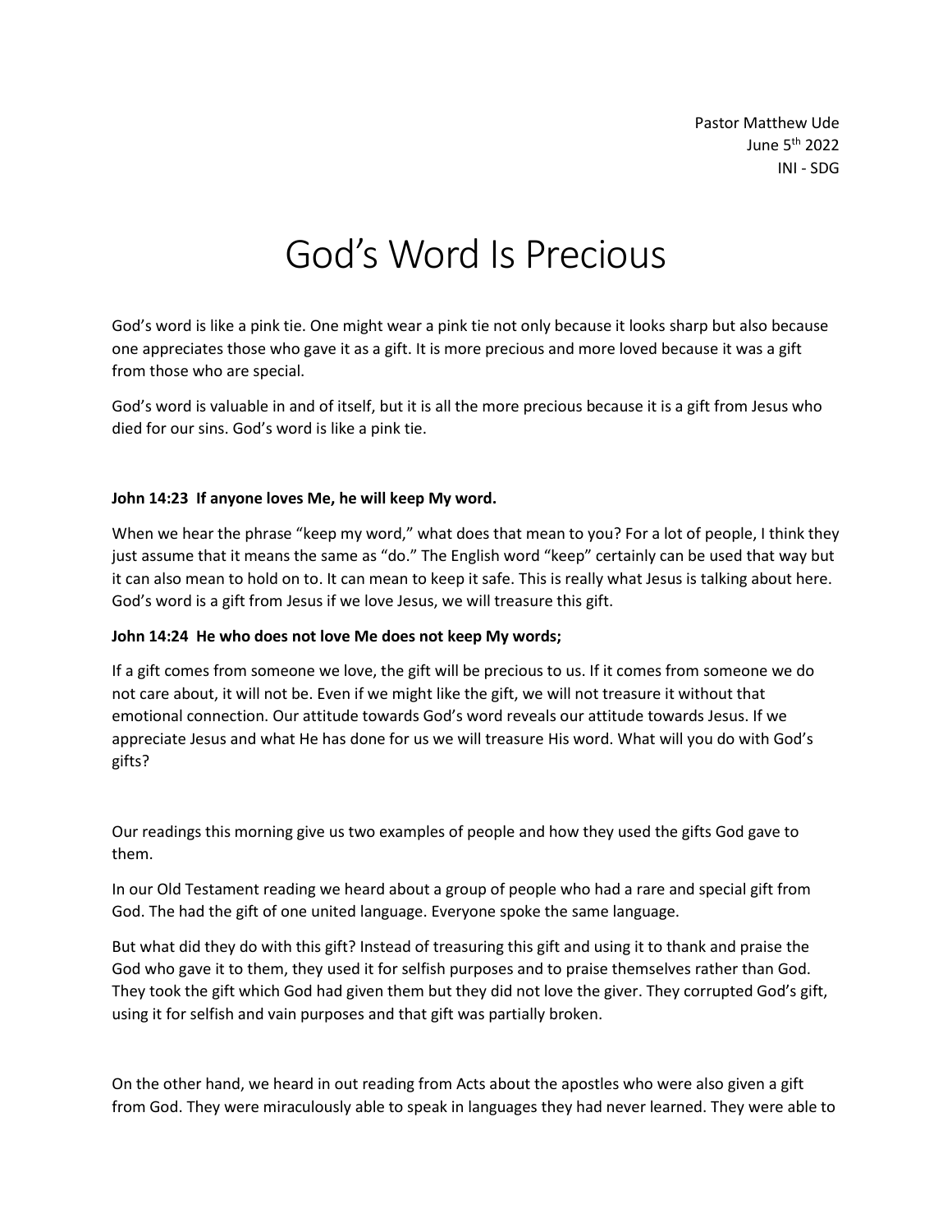Pastor Matthew Ude
June 5th 2022
INI - SDG

# God's Word Is Precious

God's word is like a pink tie. One might wear a pink tie not only because it looks sharp but also because one appreciates those who gave it as a gift. It is more precious and more loved because it was a gift from those who are special.

God's word is valuable in and of itself, but it is all the more precious because it is a gift from Jesus who died for our sins. God's word is like a pink tie.

**John 14:23 If anyone loves Me, he will keep My word.**

When we hear the phrase "keep my word," what does that mean to you? For a lot of people, I think they just assume that it means the same as "do." The English word "keep" certainly can be used that way but it can also mean to hold on to. It can mean to keep it safe. This is really what Jesus is talking about here. God's word is a gift from Jesus if we love Jesus, we will treasure this gift.

**John 14:24 He who does not love Me does not keep My words;**

If a gift comes from someone we love, the gift will be precious to us. If it comes from someone we do not care about, it will not be. Even if we might like the gift, we will not treasure it without that emotional connection. Our attitude towards God's word reveals our attitude towards Jesus. If we appreciate Jesus and what He has done for us we will treasure His word. What will you do with God's gifts?

Our readings this morning give us two examples of people and how they used the gifts God gave to them.

In our Old Testament reading we heard about a group of people who had a rare and special gift from God. The had the gift of one united language. Everyone spoke the same language.

But what did they do with this gift? Instead of treasuring this gift and using it to thank and praise the God who gave it to them, they used it for selfish purposes and to praise themselves rather than God. They took the gift which God had given them but they did not love the giver. They corrupted God's gift, using it for selfish and vain purposes and that gift was partially broken.

On the other hand, we heard in out reading from Acts about the apostles who were also given a gift from God. They were miraculously able to speak in languages they had never learned. They were able to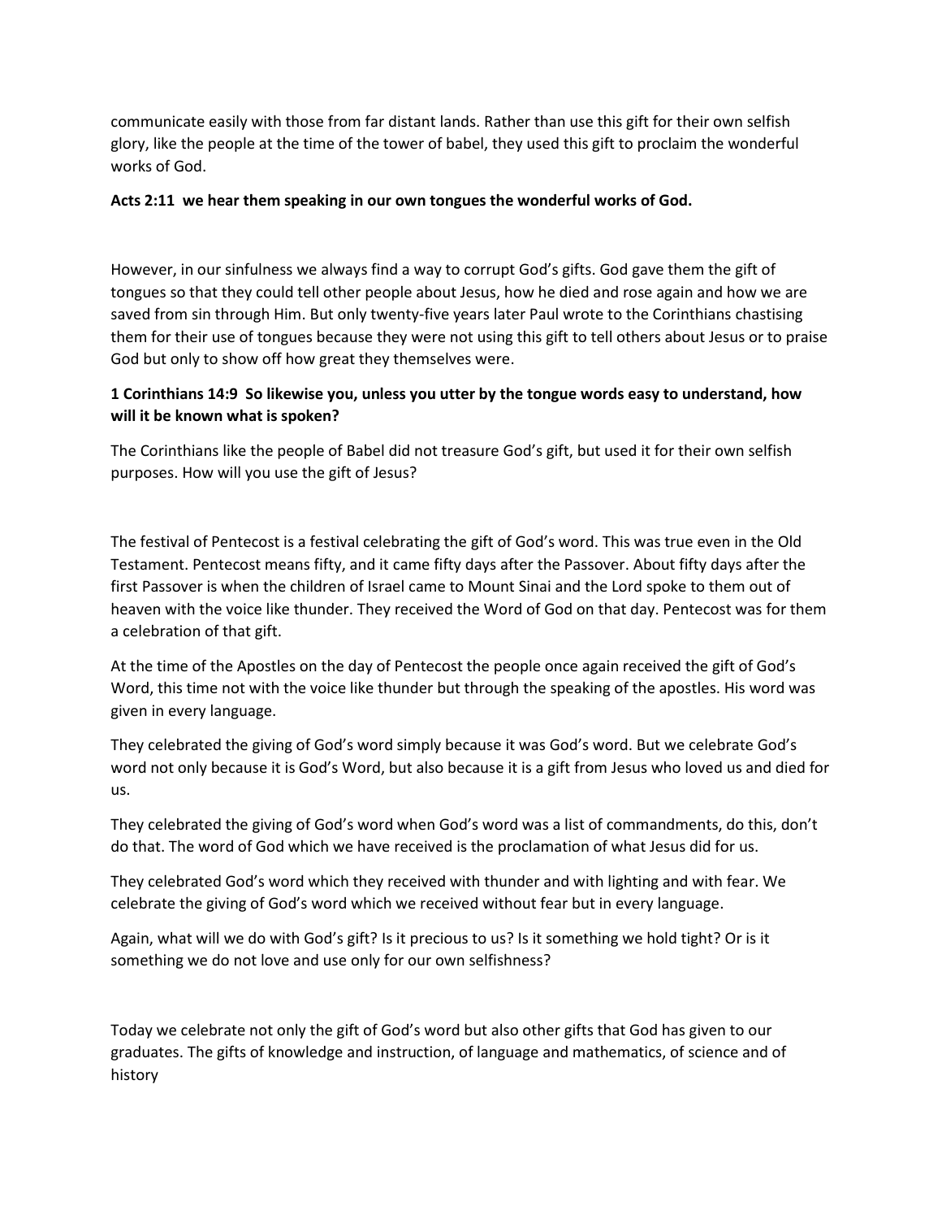communicate easily with those from far distant lands. Rather than use this gift for their own selfish glory, like the people at the time of the tower of babel, they used this gift to proclaim the wonderful works of God.

**Acts 2:11 we hear them speaking in our own tongues the wonderful works of God.**

However, in our sinfulness we always find a way to corrupt God's gifts. God gave them the gift of tongues so that they could tell other people about Jesus, how he died and rose again and how we are saved from sin through Him. But only twenty-five years later Paul wrote to the Corinthians chastising them for their use of tongues because they were not using this gift to tell others about Jesus or to praise God but only to show off how great they themselves were.

**1 Corinthians 14:9 So likewise you, unless you utter by the tongue words easy to understand, how will it be known what is spoken?**

The Corinthians like the people of Babel did not treasure God's gift, but used it for their own selfish purposes. How will you use the gift of Jesus?

The festival of Pentecost is a festival celebrating the gift of God's word. This was true even in the Old Testament. Pentecost means fifty, and it came fifty days after the Passover. About fifty days after the first Passover is when the children of Israel came to Mount Sinai and the Lord spoke to them out of heaven with the voice like thunder. They received the Word of God on that day. Pentecost was for them a celebration of that gift.

At the time of the Apostles on the day of Pentecost the people once again received the gift of God's Word, this time not with the voice like thunder but through the speaking of the apostles. His word was given in every language.

They celebrated the giving of God's word simply because it was God's word. But we celebrate God's word not only because it is God's Word, but also because it is a gift from Jesus who loved us and died for us.

They celebrated the giving of God's word when God's word was a list of commandments, do this, don't do that. The word of God which we have received is the proclamation of what Jesus did for us.

They celebrated God's word which they received with thunder and with lighting and with fear. We celebrate the giving of God's word which we received without fear but in every language.

Again, what will we do with God's gift? Is it precious to us? Is it something we hold tight? Or is it something we do not love and use only for our own selfishness?

Today we celebrate not only the gift of God's word but also other gifts that God has given to our graduates. The gifts of knowledge and instruction, of language and mathematics, of science and of history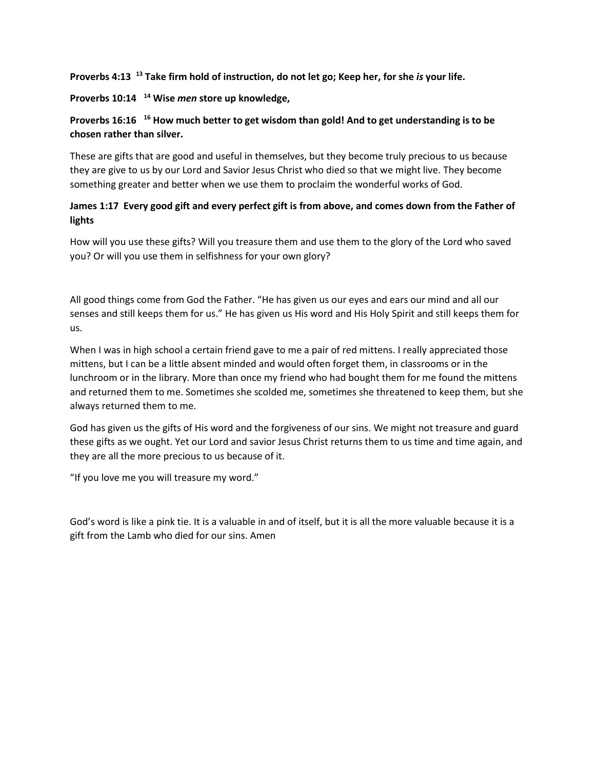**Proverbs 4:13 [13] Take firm hold of instruction, do not let go; Keep her, for she *is* your life.**

**Proverbs 10:14 [14] Wise *men* store up knowledge,**

**Proverbs 16:16 [16] How much better to get wisdom than gold! And to get understanding is to be chosen rather than silver.**

These are gifts that are good and useful in themselves, but they become truly precious to us because they are give to us by our Lord and Savior Jesus Christ who died so that we might live. They become something greater and better when we use them to proclaim the wonderful works of God.

**James 1:17 Every good gift and every perfect gift is from above, and comes down from the Father of lights**

How will you use these gifts? Will you treasure them and use them to the glory of the Lord who saved you? Or will you use them in selfishness for your own glory?

All good things come from God the Father. "He has given us our eyes and ears our mind and all our senses and still keeps them for us." He has given us His word and His Holy Spirit and still keeps them for us.

When I was in high school a certain friend gave to me a pair of red mittens. I really appreciated those mittens, but I can be a little absent minded and would often forget them, in classrooms or in the lunchroom or in the library. More than once my friend who had bought them for me found the mittens and returned them to me. Sometimes she scolded me, sometimes she threatened to keep them, but she always returned them to me.

God has given us the gifts of His word and the forgiveness of our sins. We might not treasure and guard these gifts as we ought. Yet our Lord and savior Jesus Christ returns them to us time and time again, and they are all the more precious to us because of it.

"If you love me you will treasure my word."

God's word is like a pink tie. It is a valuable in and of itself, but it is all the more valuable because it is a gift from the Lamb who died for our sins. Amen